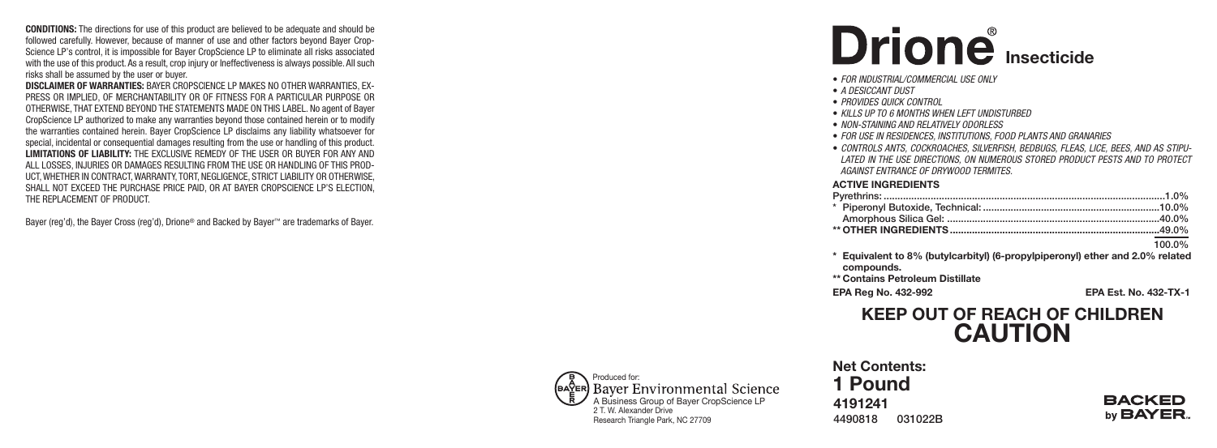**CONDITIONS:** The directions for use of this product are believed to be adequate and should be followed carefully. However, because of manner of use and other factors beyond Bayer CropScience LP's control, it is impossible for Bayer CropScience LP to eliminate all risks associated with the use of this product. As a result, crop injury or ineffectiveness is always possible. All such risks shall be assumed by the user or buyer.

**DISCLAIMER OF WARRANTIES:** BAYER CROPSCIENCE LP MAKES NO OTHER WARRANTIES, EXPRESS OR IMPLIED, OF MERCHANTABILITY OR OF FITNESS FOR A PARTICULAR PURPOSE OR OTHERWISE, THAT EXTEND BEYOND THE STATEMENTS MADE ON THIS LABEL. No agent of Bayer CropScience LP authorized to make any warranties beyond those contained herein or to modify the warranties contained herein. Bayer CropScience LP disclaims any liability whatsoever for special, incidental or consequential damages resulting from the use or handling of this product.

**LIMITATIONS OF LIABILITY:** THE EXCLUSIVE REMEDY OF THE USER OR BUYER FOR ANY AND ALL LOSSES, INJURIES OR DAMAGES RESULTING FROM THE USE OR HANDLING OF THIS PRODUCT, WHETHER IN CONTRACT, WARRANTY, TORT, NEGLIGENCE, STRICT LIABILITY OR OTHERWISE, SHALL NOT EXCEED THE PURCHASE PRICE PAID, OR AT BAYER CROPSCIENCE LP'S ELECTION, THE REPLACEMENT OF PRODUCT.

Bayer (reg'd), the Bayer Cross (reg'd), Drione® and Backed by Bayer™ are trademarks of Bayer.

# Drione® Insecticide

- *FOR INDUSTRIAL/COMMERCIAL USE ONLY*
- *A DESICCANT DUST*
- *PROVIDES QUICK CONTROL*
- *KILLS UP TO 6 MONTHS WHEN LEFT UNDISTURBED*
- *NON-STAINING AND RELATIVELY ODORLESS*
- *FOR USE IN RESIDENCES, INSTITUTIONS, FOOD PLANTS AND GRANARIES*
- *CONTROLS ANTS, COCKROACHES, SILVERFISH, BEDBUGS, FLEAS, LICE, BEES, AND AS STIPULATED IN THE USE DIRECTIONS, ON NUMEROUS STORED PRODUCT PESTS AND TO PROTECT AGAINST ENTRANCE OF DRYWOOD TERMITES.*

**ACTIVE INGREDIENTS**

| | |
|---|---|
| Pyrethrins: | 1.0% |
| * Piperonyl Butoxide, Technical: | 10.0% |
| Amorphous Silica Gel: | 40.0% |
| **\*\* OTHER INGREDIENTS** | 49.0% |
| | 100.0% |

**\* Equivalent to 8% (butylcarbityl) (6-propylpiperonyl) ether and 2.0% related compounds.**

**\*\* Contains Petroleum Distillate**

**EPA Reg No. 432-992** **EPA Est. No. 432-TX-1**

## KEEP OUT OF REACH OF CHILDREN
## CAUTION

**Net Contents:**
**1 Pound**

**4191241**
4490818 031022B

Produced for:
Bayer Environmental Science
A Business Group of Bayer CropScience LP
2 T. W. Alexander Drive
Research Triangle Park, NC 27709

BACKED by BAYER™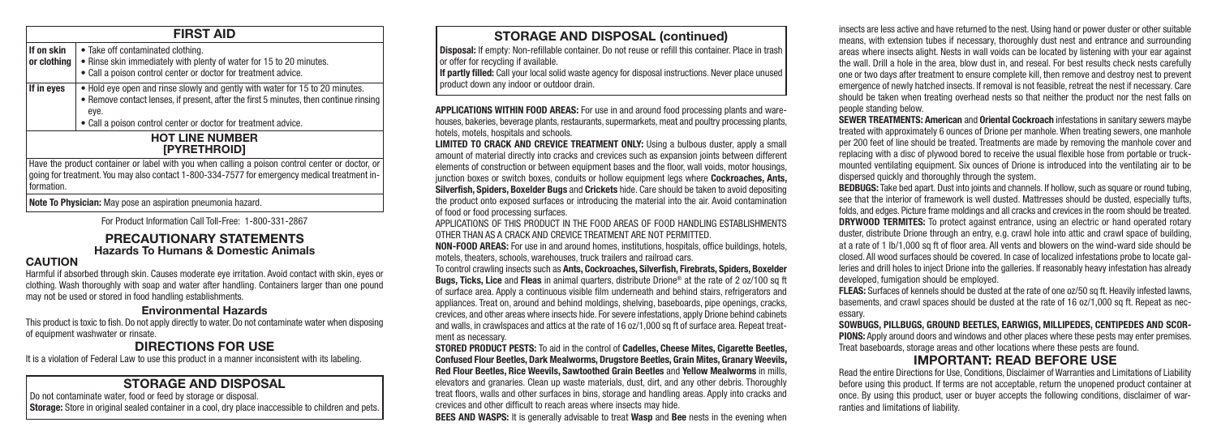## FIRST AID

| | |
|---|---|
| **If on skin or clothing** | • Take off contaminated clothing.<br>• Rinse skin immediately with plenty of water for 15 to 20 minutes.<br>• Call a poison control center or doctor for treatment advice. |
| **If in eyes** | • Hold eye open and rinse slowly and gently with water for 15 to 20 minutes.<br>• Remove contact lenses, if present, after the first 5 minutes, then continue rinsing eye.<br>• Call a poison control center or doctor for treatment advice. |

### HOT LINE NUMBER [PYRETHROID]

Have the product container or label with you when calling a poison control center or doctor, or going for treatment. You may also contact 1-800-334-7577 for emergency medical treatment information.

**Note To Physician:** May pose an aspiration pneumonia hazard.

For Product Information Call Toll-Free: 1-800-331-2867

## PRECAUTIONARY STATEMENTS
### Hazards To Humans & Domestic Animals

**CAUTION**

Harmful if absorbed through skin. Causes moderate eye irritation. Avoid contact with skin, eyes or clothing. Wash thoroughly with soap and water after handling. Containers larger than one pound may not be used or stored in food handling establishments.

### Environmental Hazards

This product is toxic to fish. Do not apply directly to water. Do not contaminate water when disposing of equipment washwater or rinsate.

## DIRECTIONS FOR USE

It is a violation of Federal Law to use this product in a manner inconsistent with its labeling.

## STORAGE AND DISPOSAL

Do not contaminate water, food or feed by storage or disposal.

**Storage:** Store in original sealed container in a cool, dry place inaccessible to children and pets.

## STORAGE AND DISPOSAL (continued)

**Disposal:** If empty: Non-refillable container. Do not reuse or refill this container. Place in trash or offer for recycling if available.

**If partly filled:** Call your local solid waste agency for disposal instructions. Never place unused product down any indoor or outdoor drain.

**APPLICATIONS WITHIN FOOD AREAS:** For use in and around food processing plants and warehouses, bakeries, beverage plants, restaurants, supermarkets, meat and poultry processing plants, hotels, motels, hospitals and schools.

**LIMITED TO CRACK AND CREVICE TREATMENT ONLY:** Using a bulbous duster, apply a small amount of material directly into cracks and crevices such as expansion joints between different elements of construction or between equipment bases and the floor, wall voids, motor housings, junction boxes or switch boxes, conduits or hollow equipment legs where **Cockroaches, Ants, Silverfish, Spiders, Boxelder Bugs** and **Crickets** hide. Care should be taken to avoid depositing the product onto exposed surfaces or introducing the material into the air. Avoid contamination of food or food processing surfaces.

APPLICATIONS OF THIS PRODUCT IN THE FOOD AREAS OF FOOD HANDLING ESTABLISHMENTS OTHER THAN AS A CRACK AND CREVICE TREATMENT ARE NOT PERMITTED.

**NON-FOOD AREAS:** For use in and around homes, institutions, hospitals, office buildings, hotels, motels, theaters, schools, warehouses, truck trailers and railroad cars.

To control crawling insects such as **Ants, Cockroaches, Silverfish, Firebrats, Spiders, Boxelder Bugs, Ticks, Lice** and **Fleas** in animal quarters, distribute Drione® at the rate of 2 oz/100 sq ft of surface area. Apply a continuous visible film underneath and behind stairs, refrigerators and appliances. Treat on, around and behind moldings, shelving, baseboards, pipe openings, cracks, crevices, and other areas where insects hide. For severe infestations, apply Drione behind cabinets and walls, in crawlspaces and attics at the rate of 16 oz/1,000 sq ft of surface area. Repeat treatment as necessary.

**STORED PRODUCT PESTS:** To aid in the control of **Cadelles, Cheese Mites, Cigarette Beetles, Confused Flour Beetles, Dark Mealworms, Drugstore Beetles, Grain Mites, Granary Weevils, Red Flour Beetles, Rice Weevils, Sawtoothed Grain Beetles** and **Yellow Mealworms** in mills, elevators and granaries. Clean up waste materials, dust, dirt, and any other debris. Thoroughly treat floors, walls and other surfaces in bins, storage and handling areas. Apply into cracks and crevices and other difficult to reach areas where insects may hide.

**BEES AND WASPS:** It is generally advisable to treat **Wasp** and **Bee** nests in the evening when insects are less active and have returned to the nest. Using hand or power duster or other suitable means, with extension tubes if necessary, thoroughly dust nest and entrance and surrounding areas where insects alight. Nests in wall voids can be located by listening with your ear against the wall. Drill a hole in the area, blow dust in, and reseal. For best results check nests carefully one or two days after treatment to ensure complete kill, then remove and destroy nest to prevent emergence of newly hatched insects. If removal is not feasible, retreat the nest if necessary. Care should be taken when treating overhead nests so that neither the product nor the nest falls on people standing below.

**SEWER TREATMENTS: American** and **Oriental Cockroach** infestations in sanitary sewers maybe treated with approximately 6 ounces of Drione per manhole. When treating sewers, one manhole per 200 feet of line should be treated. Treatments are made by removing the manhole cover and replacing with a disc of plywood bored to receive the usual flexible hose from portable or truck-mounted ventilating equipment. Six ounces of Drione is introduced into the ventilating air to be dispersed quickly and thoroughly through the system.

**BEDBUGS:** Take bed apart. Dust into joints and channels. If hollow, such as square or round tubing, see that the interior of framework is well dusted. Mattresses should be dusted, especially tufts, folds, and edges. Picture frame moldings and all cracks and crevices in the room should be treated.

**DRYWOOD TERMITES:** To protect against entrance, using an electric or hand operated rotary duster, distribute Drione through an entry, e.g. crawl hole into attic and crawl space of building, at a rate of 1 lb/1,000 sq ft of floor area. All vents and blowers on the wind-ward side should be closed. All wood surfaces should be covered. In case of localized infestations probe to locate galleries and drill holes to inject Drione into the galleries. If reasonably heavy infestation has already developed, fumigation should be employed.

**FLEAS:** Surfaces of kennels should be dusted at the rate of one oz/50 sq ft. Heavily infested lawns, basements, and crawl spaces should be dusted at the rate of 16 oz/1,000 sq ft. Repeat as necessary.

**SOWBUGS, PILLBUGS, GROUND BEETLES, EARWIGS, MILLIPEDES, CENTIPEDES AND SCORPIONS:** Apply around doors and windows and other places where these pests may enter premises. Treat baseboards, storage areas and other locations where these pests are found.

## IMPORTANT: READ BEFORE USE

Read the entire Directions for Use, Conditions, Disclaimer of Warranties and Limitations of Liability before using this product. If terms are not acceptable, return the unopened product container at once. By using this product, user or buyer accepts the following conditions, disclaimer of warranties and limitations of liability.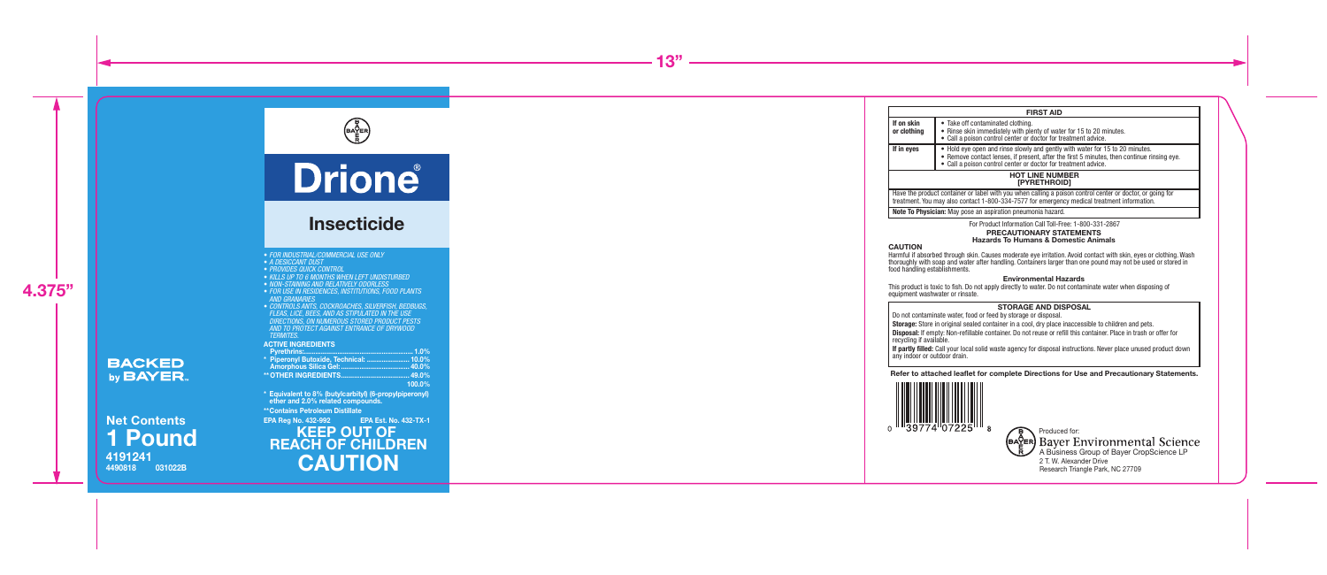BACKED by BAYER.

**Net Contents**
# 1 Pound
**4191241**
**4490818 031022B**

BAYER

# Drione®

## Insecticide

- *FOR INDUSTRIAL/COMMERCIAL USE ONLY*
- *A DESICCANT DUST*
- *PROVIDES QUICK CONTROL*
- *KILLS UP TO 6 MONTHS WHEN LEFT UNDISTURBED*
- *NON-STAINING AND RELATIVELY ODORLESS*
- *FOR USE IN RESIDENCES, INSTITUTIONS, FOOD PLANTS AND GRANARIES*
- *CONTROLS ANTS, COCKROACHES, SILVERFISH, BEDBUGS, FLEAS, LICE, BEES, AND AS STIPULATED IN THE USE DIRECTIONS, ON NUMEROUS STORED PRODUCT PESTS AND TO PROTECT AGAINST ENTRANCE OF DRYWOOD TERMITES.*

**ACTIVE INGREDIENTS**

| | |
|---|---|
| Pyrethrins: | 1.0% |
| * Piperonyl Butoxide, Technical: | 10.0% |
| Amorphous Silica Gel: | 40.0% |
| ** OTHER INGREDIENTS: | 49.0% |
| | 100.0% |

**\* Equivalent to 8% (butylcarbityl) (6-propylpiperonyl) ether and 2.0% related compounds.**

**\*\*Contains Petroleum Distillate**

**EPA Reg No. 432-992 EPA Est. No. 432-TX-1**

## KEEP OUT OF REACH OF CHILDREN
## CAUTION

| FIRST AID | |
|---|---|
| **If on skin or clothing** | • Take off contaminated clothing.<br>• Rinse skin immediately with plenty of water for 15 to 20 minutes.<br>• Call a poison control center or doctor for treatment advice. |
| **If in eyes** | • Hold eye open and rinse slowly and gently with water for 15 to 20 minutes.<br>• Remove contact lenses, if present, after the first 5 minutes, then continue rinsing eye.<br>• Call a poison control center or doctor for treatment advice. |

**HOT LINE NUMBER**
**[PYRETHROID]**

Have the product container or label with you when calling a poison control center or doctor, or going for treatment. You may also contact 1-800-334-7577 for emergency medical treatment information.

**Note To Physician:** May pose an aspiration pneumonia hazard.

For Product Information Call Toll-Free: 1-800-331-2867

### PRECAUTIONARY STATEMENTS
### Hazards To Humans & Domestic Animals

**CAUTION**

Harmful if absorbed through skin. Causes moderate eye irritation. Avoid contact with skin, eyes or clothing. Wash thoroughly with soap and water after handling. Containers larger than one pound may not be used or stored in food handling establishments.

### Environmental Hazards

This product is toxic to fish. Do not apply directly to water. Do not contaminate water when disposing of equipment washwater or rinsate.

### STORAGE AND DISPOSAL

Do not contaminate water, food or feed by storage or disposal.

**Storage:** Store in original sealed container in a cool, dry place inaccessible to children and pets.

**Disposal:** If empty: Non-refillable container. Do not reuse or refill this container. Place in trash or offer for recycling if available.

**If partly filled:** Call your local solid waste agency for disposal instructions. Never place unused product down any indoor or outdoor drain.

**Refer to attached leaflet for complete Directions for Use and Precautionary Statements.**

0 39774 07225 8

Produced for:
Bayer Environmental Science
A Business Group of Bayer CropScience LP
2 T. W. Alexander Drive
Research Triangle Park, NC 27709